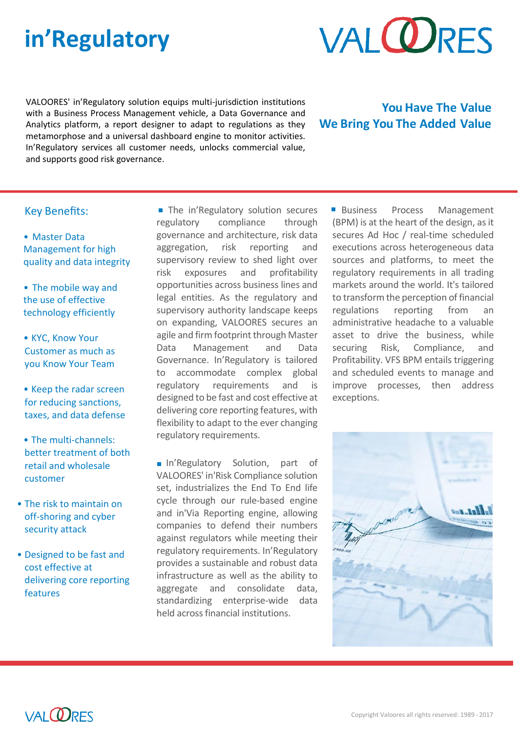# in'Regulatory

VALOORES' in'Regulatory solution equips multi-jurisdiction institutions with a Business Process Management vehicle, a Data Governance and Analytics platform, a report designer to adapt to regulations as they metamorphose and a universal dashboard engine to monitor activities. In'Regulatory services all customer needs, unlocks commercial value, and supports good risk governance.

**You Have The Value**
**We Bring You The Added Value**

## Key Benefits:

- Master Data Management for high quality and data integrity
- The mobile way and the use of effective technology efficiently
- KYC, Know Your Customer as much as you Know Your Team
- Keep the radar screen for reducing sanctions, taxes, and data defense
- The multi-channels: better treatment of both retail and wholesale customer
- The risk to maintain on off-shoring and cyber security attack
- Designed to be fast and cost effective at delivering core reporting features

- The in'Regulatory solution secures regulatory compliance through governance and architecture, risk data aggregation, risk reporting and supervisory review to shed light over risk exposures and profitability opportunities across business lines and legal entities. As the regulatory and supervisory authority landscape keeps on expanding, VALOORES secures an agile and firm footprint through Master Data Management and Data Governance. In'Regulatory is tailored to accommodate complex global regulatory requirements and is designed to be fast and cost effective at delivering core reporting features, with flexibility to adapt to the ever changing regulatory requirements.

- In'Regulatory Solution, part of VALOORES' in'Risk Compliance solution set, industrializes the End To End life cycle through our rule-based engine and in'Via Reporting engine, allowing companies to defend their numbers against regulators while meeting their regulatory requirements. In'Regulatory provides a sustainable and robust data infrastructure as well as the ability to aggregate and consolidate data, standardizing enterprise-wide data held across financial institutions.

- Business Process Management (BPM) is at the heart of the design, as it secures Ad Hoc / real-time scheduled executions across heterogeneous data sources and platforms, to meet the regulatory requirements in all trading markets around the world. It's tailored to transform the perception of financial regulations reporting from an administrative headache to a valuable asset to drive the business, while securing Risk, Compliance, and Profitability. VFS BPM entails triggering and scheduled events to manage and improve processes, then address exceptions.

Copyright Valoores all rights reserved: 1989 - 2017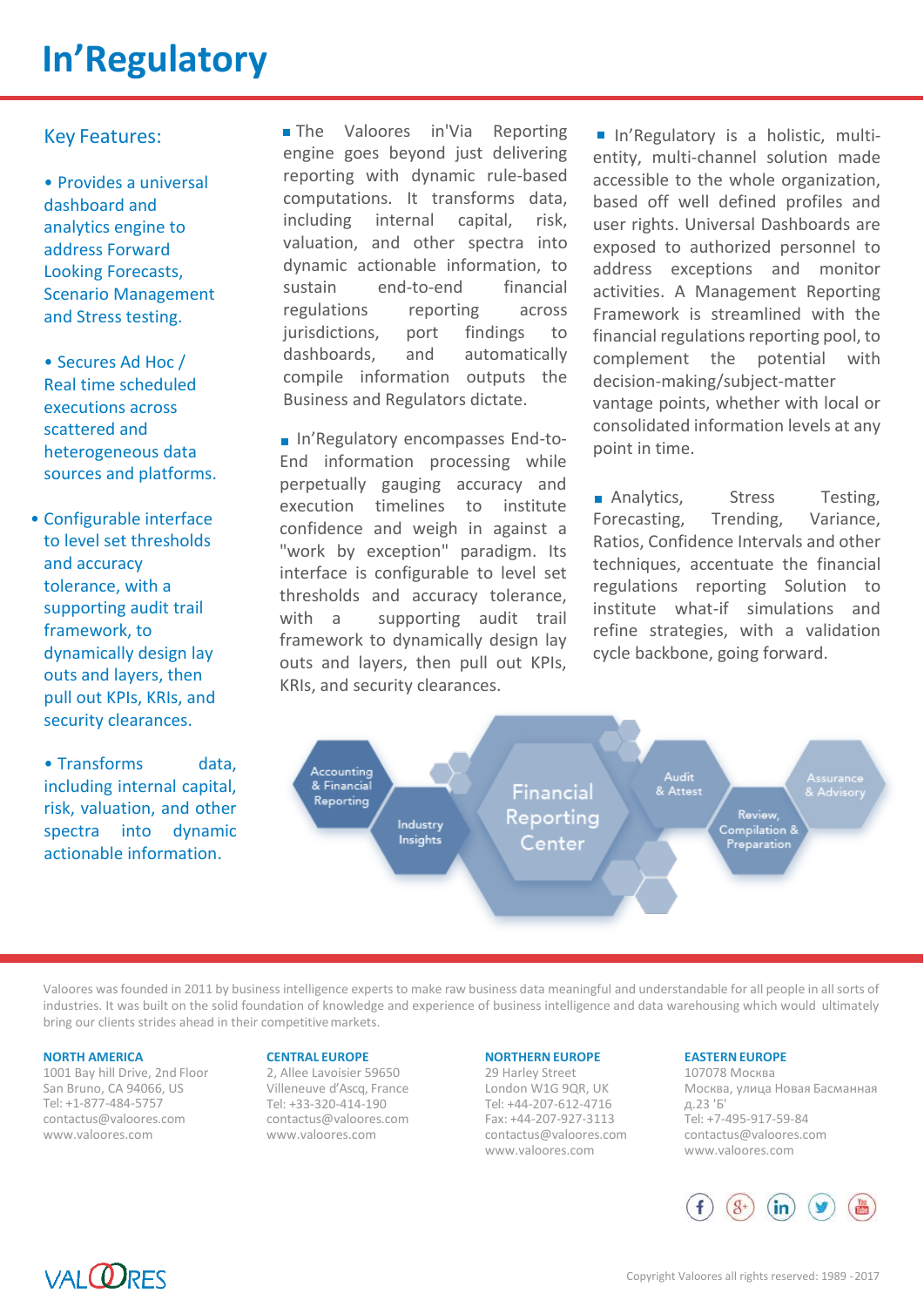# In'Regulatory

## Key Features:

- Provides a universal dashboard and analytics engine to address Forward Looking Forecasts, Scenario Management and Stress testing.
- Secures Ad Hoc / Real time scheduled executions across scattered and heterogeneous data sources and platforms.
- Configurable interface to level set thresholds and accuracy tolerance, with a supporting audit trail framework, to dynamically design lay outs and layers, then pull out KPIs, KRIs, and security clearances.
- Transforms data, including internal capital, risk, valuation, and other spectra into dynamic actionable information.

- The Valoores in'Via Reporting engine goes beyond just delivering reporting with dynamic rule-based computations. It transforms data, including internal capital, risk, valuation, and other spectra into dynamic actionable information, to sustain end-to-end financial regulations reporting across jurisdictions, port findings to dashboards, and automatically compile information outputs the Business and Regulators dictate.

- In'Regulatory encompasses End-to-End information processing while perpetually gauging accuracy and execution timelines to institute confidence and weigh in against a "work by exception" paradigm. Its interface is configurable to level set thresholds and accuracy tolerance, with a supporting audit trail framework to dynamically design lay outs and layers, then pull out KPIs, KRIs, and security clearances.

- In'Regulatory is a holistic, multi-entity, multi-channel solution made accessible to the whole organization, based off well defined profiles and user rights. Universal Dashboards are exposed to authorized personnel to address exceptions and monitor activities. A Management Reporting Framework is streamlined with the financial regulations reporting pool, to complement the potential with decision-making/subject-matter vantage points, whether with local or consolidated information levels at any point in time.

- Analytics, Stress Testing, Forecasting, Trending, Variance, Ratios, Confidence Intervals and other techniques, accentuate the financial regulations reporting Solution to institute what-if simulations and refine strategies, with a validation cycle backbone, going forward.

Accounting & Financial Reporting
Industry Insights
Financial Reporting Center
Audit & Attest
Review, Compilation & Preparation
Assurance & Advisory

Valoores was founded in 2011 by business intelligence experts to make raw business data meaningful and understandable for all people in all sorts of industries. It was built on the solid foundation of knowledge and experience of business intelligence and data warehousing which would ultimately bring our clients strides ahead in their competitive markets.

**NORTH AMERICA**
1001 Bay hill Drive, 2nd Floor
San Bruno, CA 94066, US
Tel: +1-877-484-5757
contactus@valoores.com
www.valoores.com

**CENTRAL EUROPE**
2, Allee Lavoisier 59650
Villeneuve d'Ascq, France
Tel: +33-320-414-190
contactus@valoores.com
www.valoores.com

**NORTHERN EUROPE**
29 Harley Street
London W1G 9QR, UK
Tel: +44-207-612-4716
Fax: +44-207-927-3113
contactus@valoores.com
www.valoores.com

**EASTERN EUROPE**
107078 Москва
Москва, улица Новая Басманная
д.23 'Б'
Tel: +7-495-917-59-84
contactus@valoores.com
www.valoores.com

VALOORES

Copyright Valoores all rights reserved: 1989 - 2017